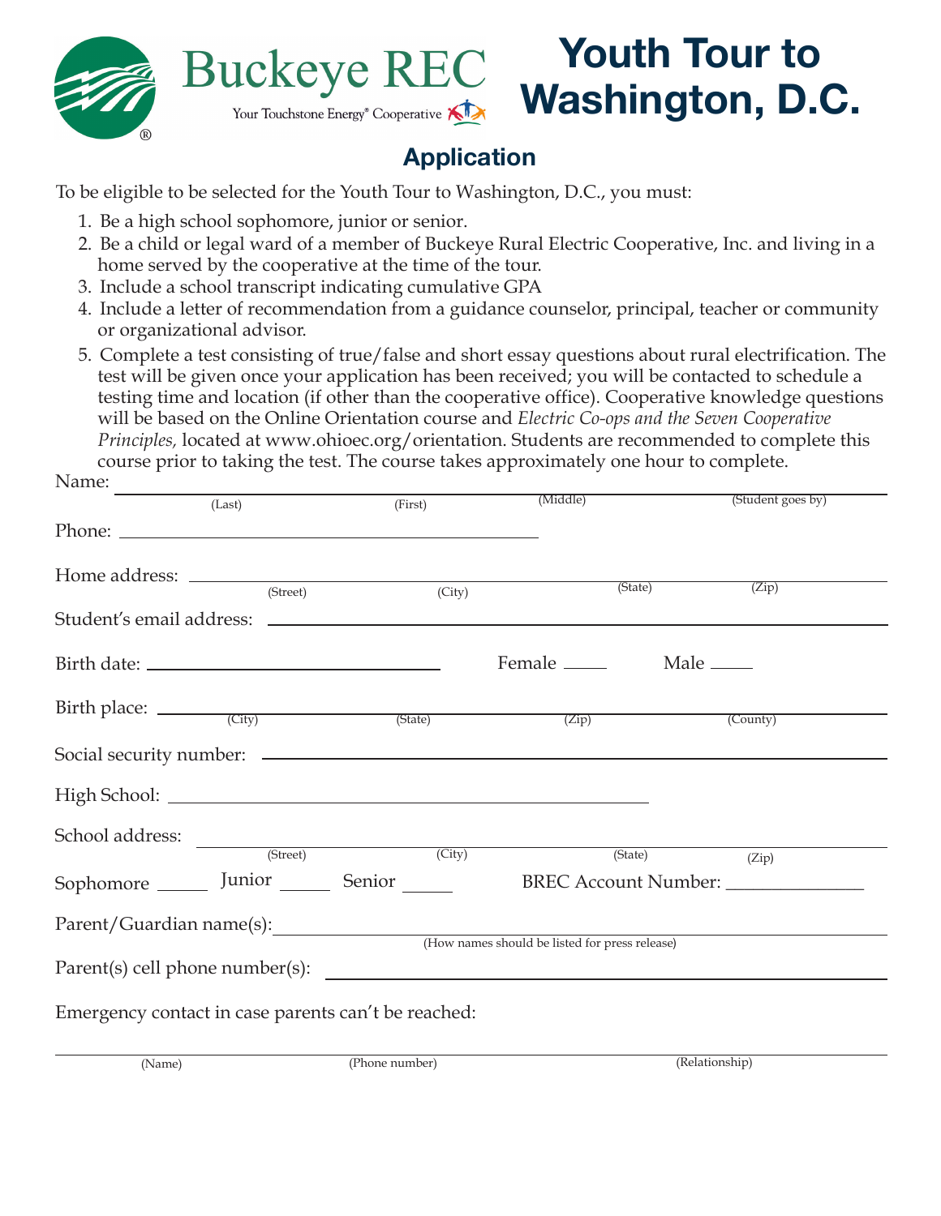Buckeye REC

Your Touchstone Energy® Cooperative

# Youth Tour to Washington, D.C.

## Application

To be eligible to be selected for the Youth Tour to Washington, D.C., you must:

1. Be a high school sophomore, junior or senior.
2. Be a child or legal ward of a member of Buckeye Rural Electric Cooperative, Inc. and living in a home served by the cooperative at the time of the tour.
3. Include a school transcript indicating cumulative GPA
4. Include a letter of recommendation from a guidance counselor, principal, teacher or community or organizational advisor.
5. Complete a test consisting of true/false and short essay questions about rural electrification. The test will be given once your application has been received; you will be contacted to schedule a testing time and location (if other than the cooperative office). Cooperative knowledge questions will be based on the Online Orientation course and *Electric Co-ops and the Seven Cooperative Principles,* located at www.ohioec.org/orientation. Students are recommended to complete this course prior to taking the test. The course takes approximately one hour to complete.

Name: ______________________________________________
(Last) (First) (Middle) (Student goes by)

Phone: ______________________________

Home address: ______________________________________________
(Street) (City) (State) (Zip)

Student's email address: ______________________________

Birth date: ______________________ Female _____ Male _____

Birth place: ______________________________________________
(City) (State) (Zip) (County)

Social security number: ______________________________

High School: ______________________________

School address: ______________________________________________
(Street) (City) (State) (Zip)

Sophomore _____ Junior _____ Senior _____ BREC Account Number: ______________

Parent/Guardian name(s): ______________________________
(How names should be listed for press release)

Parent(s) cell phone number(s): ______________________________

Emergency contact in case parents can't be reached:

______________________________________________
(Name) (Phone number) (Relationship)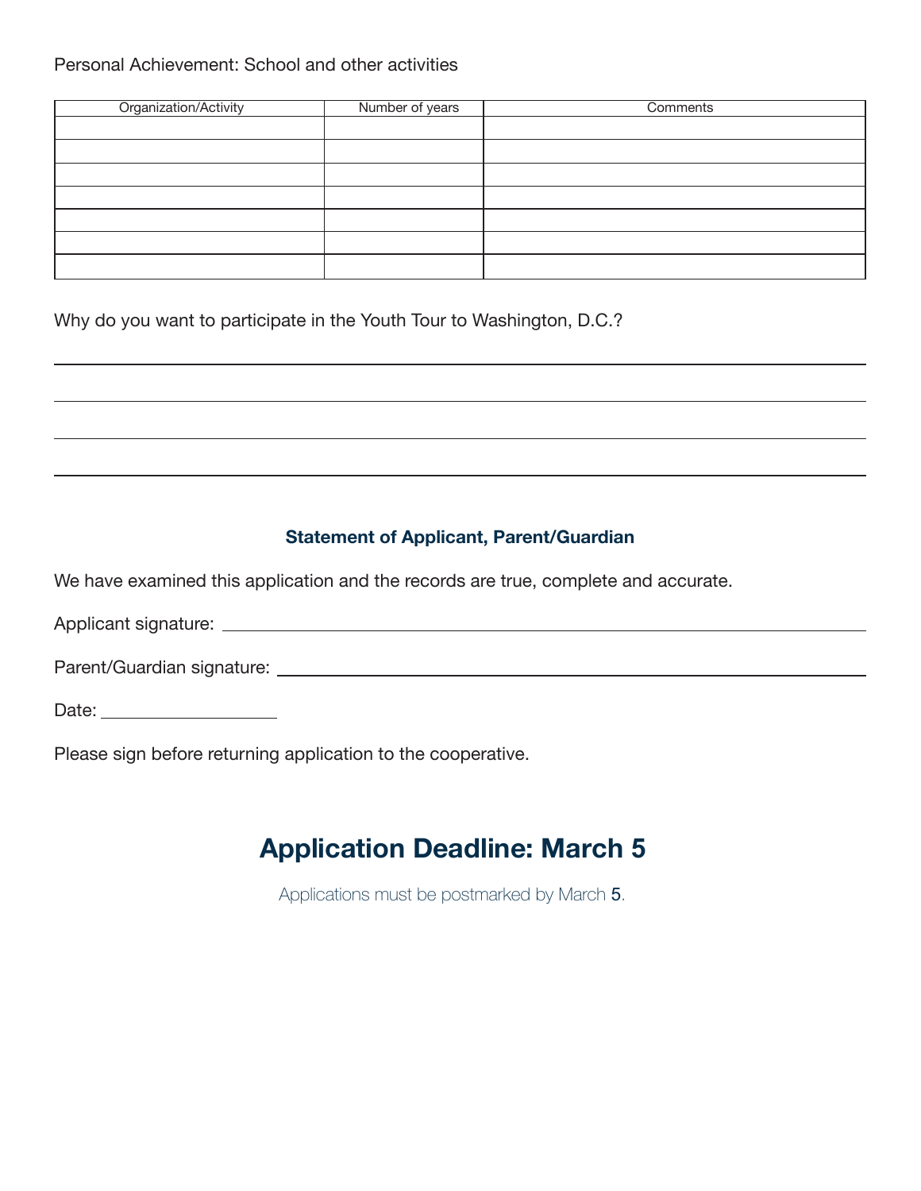Personal Achievement: School and other activities

| Organization/Activity | Number of years | Comments |
|---|---|---|
| | | |
| | | |
| | | |
| | | |
| | | |
| | | |
| | | |

Why do you want to participate in the Youth Tour to Washington, D.C.?

______________________________________________________________________

______________________________________________________________________

______________________________________________________________________

______________________________________________________________________

### Statement of Applicant, Parent/Guardian

We have examined this application and the records are true, complete and accurate.

Applicant signature: ______________________________

Parent/Guardian signature: ______________________________

Date: ____________________

Please sign before returning application to the cooperative.

## Application Deadline: March 5

Applications must be postmarked by March 5.